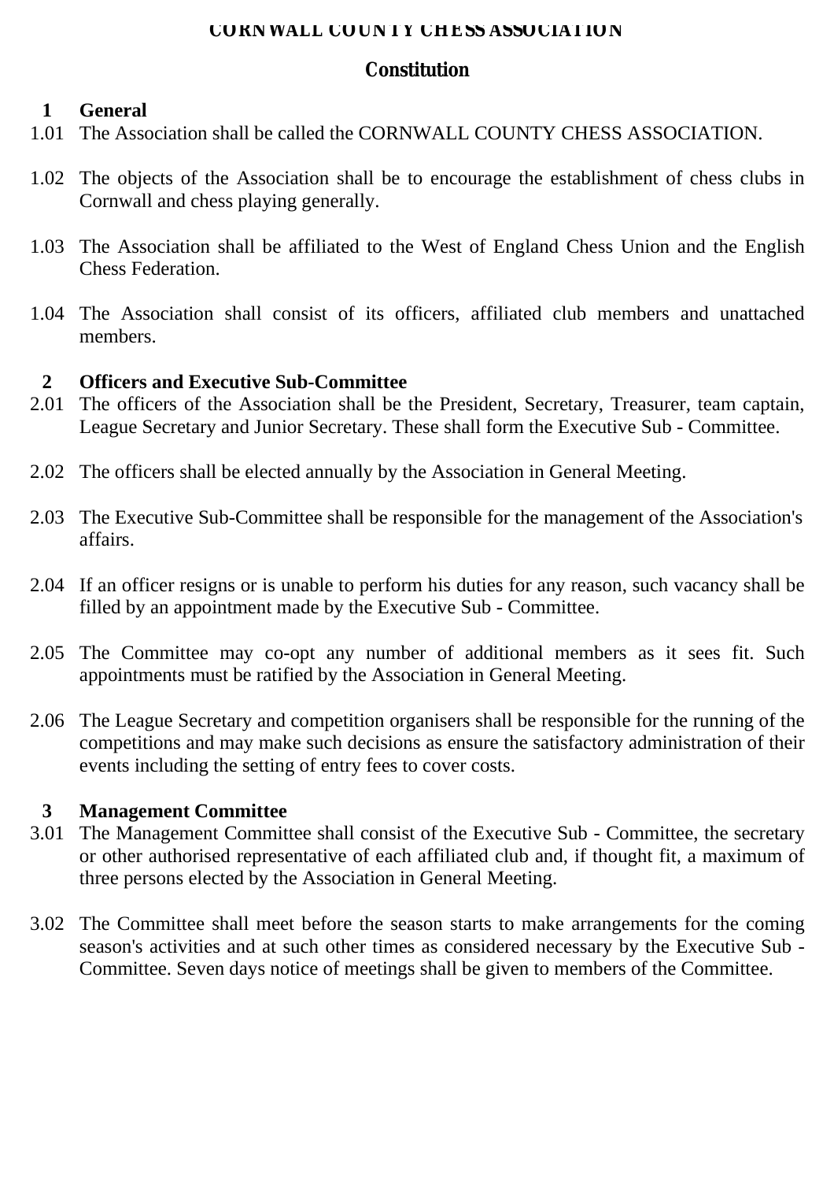# CORNWALL COUNTY CHESS ASSOCIATION

## Constitution

### 1 General

1.01 The Association shall be called the CORNWALL COUNTY CHESS ASSOCIATION.

1.02 The objects of the Association shall be to encourage the establishment of chess clubs in Cornwall and chess playing generally.

1.03 The Association shall be affiliated to the West of England Chess Union and the English Chess Federation.

1.04 The Association shall consist of its officers, affiliated club members and unattached members.

### 2 Officers and Executive Sub-Committee

2.01 The officers of the Association shall be the President, Secretary, Treasurer, team captain, League Secretary and Junior Secretary. These shall form the Executive Sub - Committee.

2.02 The officers shall be elected annually by the Association in General Meeting.

2.03 The Executive Sub-Committee shall be responsible for the management of the Association's affairs.

2.04 If an officer resigns or is unable to perform his duties for any reason, such vacancy shall be filled by an appointment made by the Executive Sub - Committee.

2.05 The Committee may co-opt any number of additional members as it sees fit. Such appointments must be ratified by the Association in General Meeting.

2.06 The League Secretary and competition organisers shall be responsible for the running of the competitions and may make such decisions as ensure the satisfactory administration of their events including the setting of entry fees to cover costs.

### 3 Management Committee

3.01 The Management Committee shall consist of the Executive Sub - Committee, the secretary or other authorised representative of each affiliated club and, if thought fit, a maximum of three persons elected by the Association in General Meeting.

3.02 The Committee shall meet before the season starts to make arrangements for the coming season's activities and at such other times as considered necessary by the Executive Sub - Committee. Seven days notice of meetings shall be given to members of the Committee.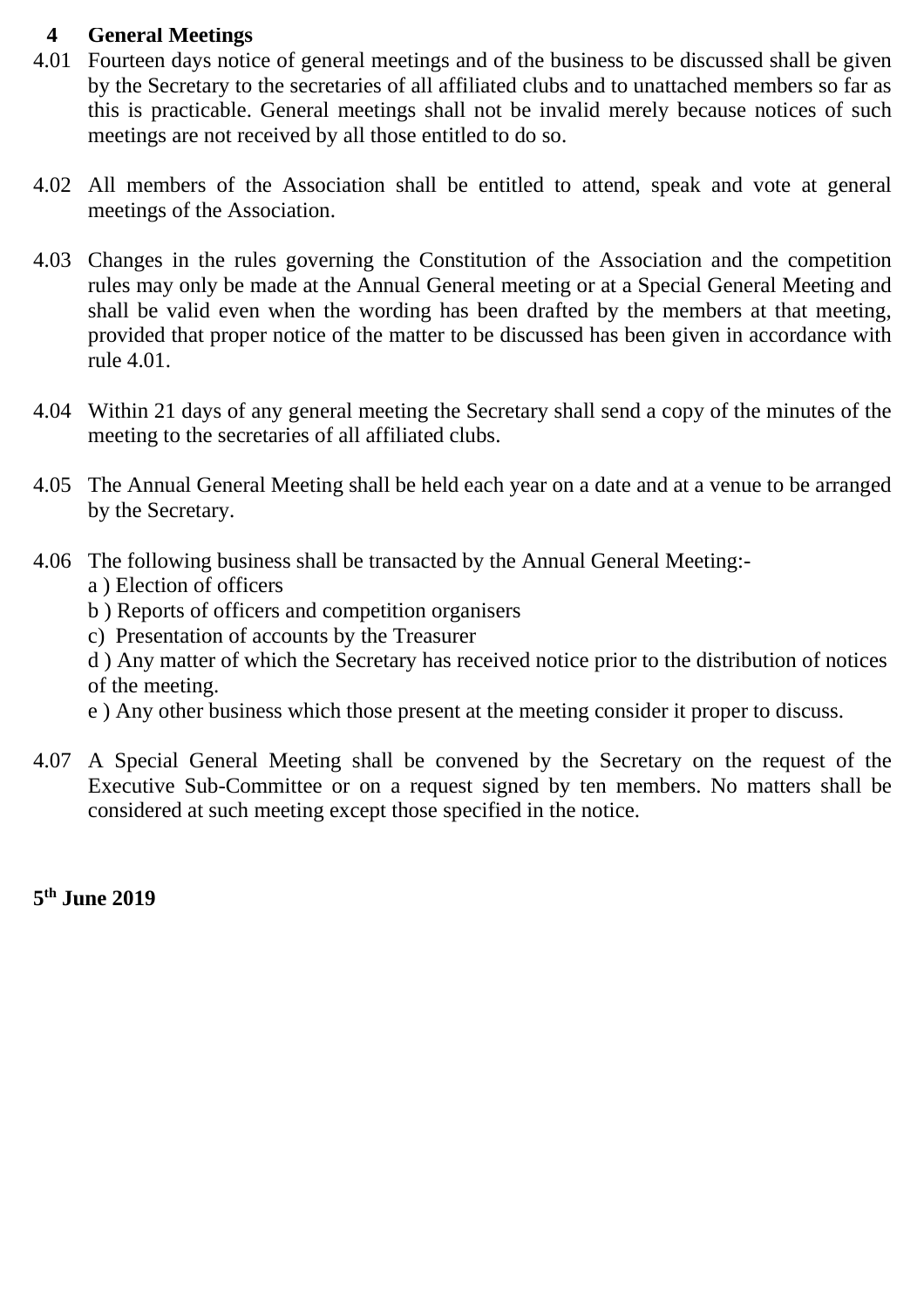## 4 General Meetings

4.01 Fourteen days notice of general meetings and of the business to be discussed shall be given by the Secretary to the secretaries of all affiliated clubs and to unattached members so far as this is practicable. General meetings shall not be invalid merely because notices of such meetings are not received by all those entitled to do so.

4.02 All members of the Association shall be entitled to attend, speak and vote at general meetings of the Association.

4.03 Changes in the rules governing the Constitution of the Association and the competition rules may only be made at the Annual General meeting or at a Special General Meeting and shall be valid even when the wording has been drafted by the members at that meeting, provided that proper notice of the matter to be discussed has been given in accordance with rule 4.01.

4.04 Within 21 days of any general meeting the Secretary shall send a copy of the minutes of the meeting to the secretaries of all affiliated clubs.

4.05 The Annual General Meeting shall be held each year on a date and at a venue to be arranged by the Secretary.

4.06 The following business shall be transacted by the Annual General Meeting:-

a ) Election of officers

b ) Reports of officers and competition organisers

c) Presentation of accounts by the Treasurer

d ) Any matter of which the Secretary has received notice prior to the distribution of notices of the meeting.

e ) Any other business which those present at the meeting consider it proper to discuss.

4.07 A Special General Meeting shall be convened by the Secretary on the request of the Executive Sub-Committee or on a request signed by ten members. No matters shall be considered at such meeting except those specified in the notice.

**5th June 2019**